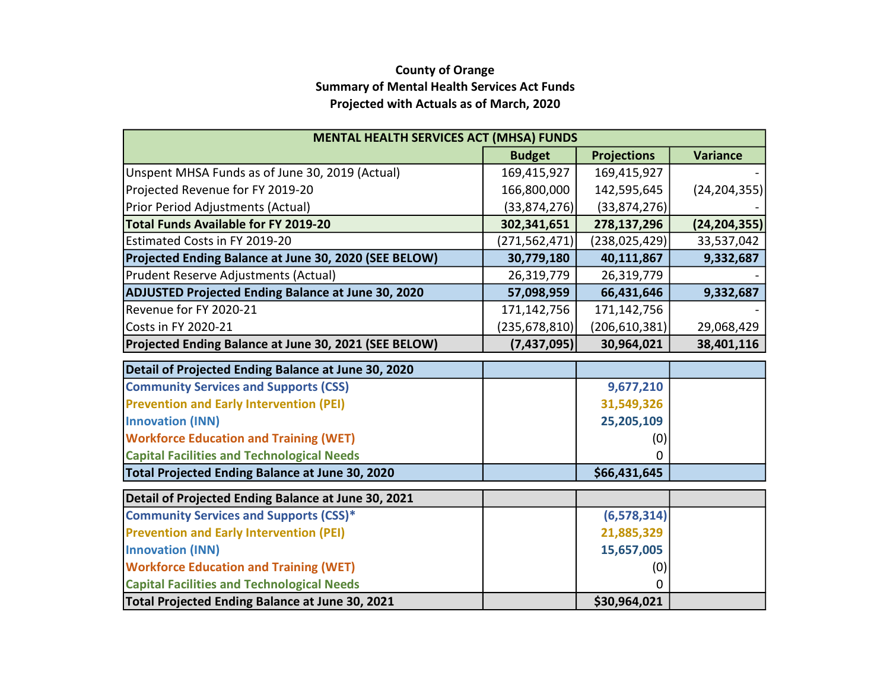**County of Orange**
**Summary of Mental Health Services Act Funds**
**Projected with Actuals as of March, 2020**

| MENTAL HEALTH SERVICES ACT (MHSA) FUNDS | | | |
|---|---|---|---|
| | Budget | Projections | Variance |
| Unspent MHSA Funds as of June 30, 2019 (Actual) | 169,415,927 | 169,415,927 | - |
| Projected Revenue for FY 2019-20 | 166,800,000 | 142,595,645 | (24,204,355) |
| Prior Period Adjustments (Actual) | (33,874,276) | (33,874,276) | - |
| **Total Funds Available for FY 2019-20** | **302,341,651** | **278,137,296** | **(24,204,355)** |
| Estimated Costs in FY 2019-20 | (271,562,471) | (238,025,429) | 33,537,042 |
| **Projected Ending Balance at June 30, 2020 (SEE BELOW)** | **30,779,180** | **40,111,867** | **9,332,687** |
| Prudent Reserve Adjustments (Actual) | 26,319,779 | 26,319,779 | - |
| **ADJUSTED Projected Ending Balance at June 30, 2020** | **57,098,959** | **66,431,646** | **9,332,687** |
| Revenue for FY 2020-21 | 171,142,756 | 171,142,756 | - |
| Costs in FY 2020-21 | (235,678,810) | (206,610,381) | 29,068,429 |
| **Projected Ending Balance at June 30, 2021 (SEE BELOW)** | **(7,437,095)** | **30,964,021** | **38,401,116** |

| Detail of Projected Ending Balance at June 30, 2020 | | | |
|---|---|---|---|
| **Community Services and Supports (CSS)** | | **9,677,210** | |
| **Prevention and Early Intervention (PEI)** | | **31,549,326** | |
| **Innovation (INN)** | | **25,205,109** | |
| **Workforce Education and Training (WET)** | | (0) | |
| **Capital Facilities and Technological Needs** | | 0 | |
| **Total Projected Ending Balance at June 30, 2020** | | **$66,431,645** | |

| Detail of Projected Ending Balance at June 30, 2021 | | | |
|---|---|---|---|
| **Community Services and Supports (CSS)*** | | **(6,578,314)** | |
| **Prevention and Early Intervention (PEI)** | | **21,885,329** | |
| **Innovation (INN)** | | **15,657,005** | |
| **Workforce Education and Training (WET)** | | (0) | |
| **Capital Facilities and Technological Needs** | | 0 | |
| **Total Projected Ending Balance at June 30, 2021** | | **$30,964,021** | |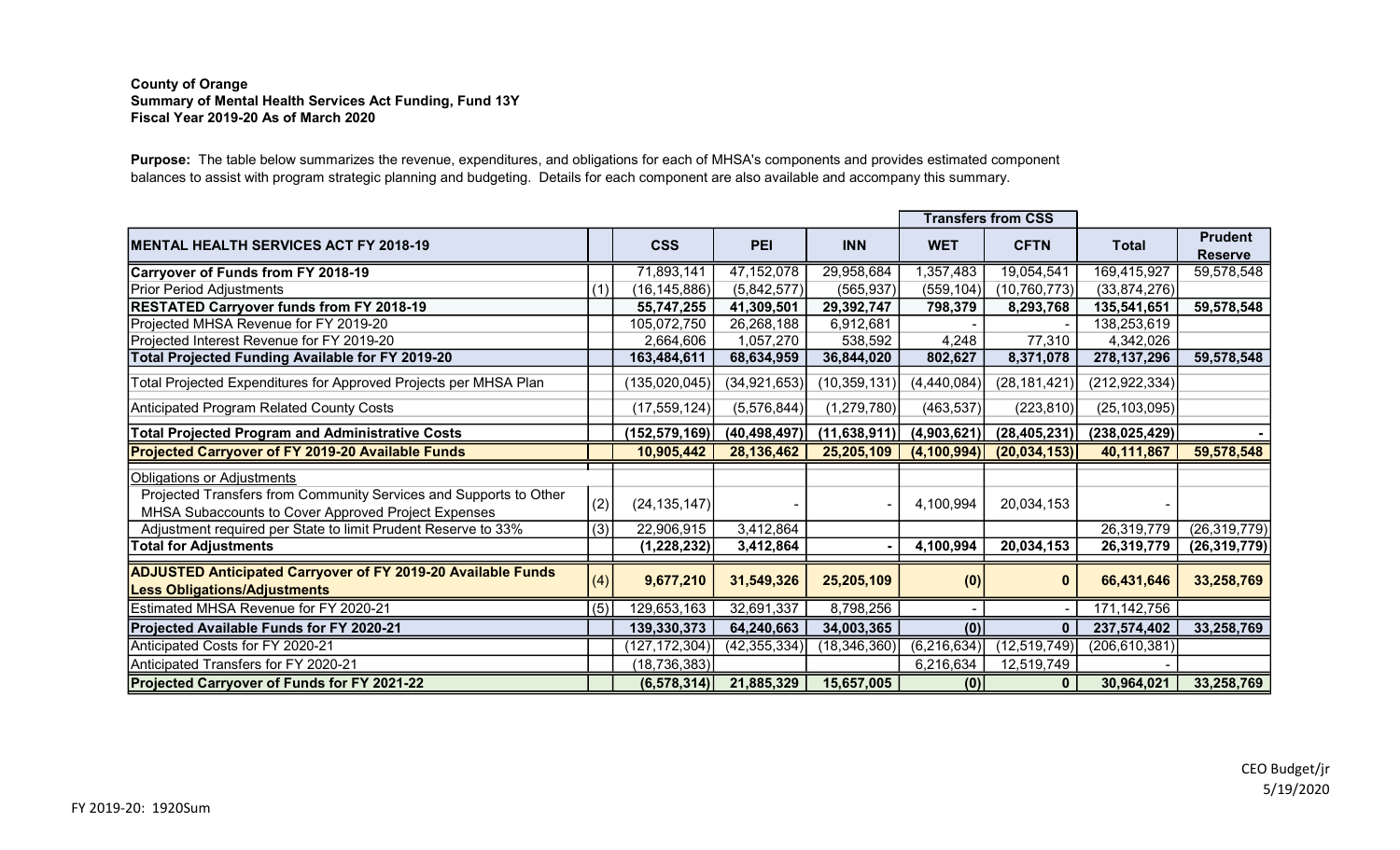**County of Orange**
**Summary of Mental Health Services Act Funding, Fund 13Y**
**Fiscal Year 2019-20 As of March 2020**

**Purpose:** The table below summarizes the revenue, expenditures, and obligations for each of MHSA's components and provides estimated component balances to assist with program strategic planning and budgeting. Details for each component are also available and accompany this summary.

| | | | | | Transfers from CSS | | | |
|---|---|---|---|---|---|---|---|---|
| **MENTAL HEALTH SERVICES ACT FY 2018-19** | | **CSS** | **PEI** | **INN** | **WET** | **CFTN** | **Total** | **Prudent Reserve** |
| **Carryover of Funds from FY 2018-19** | | 71,893,141 | 47,152,078 | 29,958,684 | 1,357,483 | 19,054,541 | 169,415,927 | 59,578,548 |
| Prior Period Adjustments | (1) | (16,145,886) | (5,842,577) | (565,937) | (559,104) | (10,760,773) | (33,874,276) | |
| **RESTATED Carryover funds from FY 2018-19** | | **55,747,255** | **41,309,501** | **29,392,747** | **798,379** | **8,293,768** | **135,541,651** | **59,578,548** |
| Projected MHSA Revenue for FY 2019-20 | | 105,072,750 | 26,268,188 | 6,912,681 | - | - | 138,253,619 | |
| Projected Interest Revenue for FY 2019-20 | | 2,664,606 | 1,057,270 | 538,592 | 4,248 | 77,310 | 4,342,026 | |
| **Total Projected Funding Available for FY 2019-20** | | **163,484,611** | **68,634,959** | **36,844,020** | **802,627** | **8,371,078** | **278,137,296** | **59,578,548** |
| Total Projected Expenditures for Approved Projects per MHSA Plan | | (135,020,045) | (34,921,653) | (10,359,131) | (4,440,084) | (28,181,421) | (212,922,334) | |
| Anticipated Program Related County Costs | | (17,559,124) | (5,576,844) | (1,279,780) | (463,537) | (223,810) | (25,103,095) | |
| **Total Projected Program and Administrative Costs** | | **(152,579,169)** | **(40,498,497)** | **(11,638,911)** | **(4,903,621)** | **(28,405,231)** | **(238,025,429)** | **-** |
| **Projected Carryover of FY 2019-20 Available Funds** | | **10,905,442** | **28,136,462** | **25,205,109** | **(4,100,994)** | **(20,034,153)** | **40,111,867** | **59,578,548** |
| Obligations or Adjustments | | | | | | | | |
| Projected Transfers from Community Services and Supports to Other MHSA Subaccounts to Cover Approved Project Expenses | (2) | (24,135,147) | - | - | 4,100,994 | 20,034,153 | - | |
| Adjustment required per State to limit Prudent Reserve to 33% | (3) | 22,906,915 | 3,412,864 | | | | 26,319,779 | (26,319,779) |
| **Total for Adjustments** | | **(1,228,232)** | **3,412,864** | **-** | **4,100,994** | **20,034,153** | **26,319,779** | **(26,319,779)** |
| **ADJUSTED Anticipated Carryover of FY 2019-20 Available Funds Less Obligations/Adjustments** | (4) | **9,677,210** | **31,549,326** | **25,205,109** | **(0)** | **0** | **66,431,646** | **33,258,769** |
| Estimated MHSA Revenue for FY 2020-21 | (5) | 129,653,163 | 32,691,337 | 8,798,256 | - | - | 171,142,756 | |
| **Projected Available Funds for FY 2020-21** | | **139,330,373** | **64,240,663** | **34,003,365** | **(0)** | **0** | **237,574,402** | **33,258,769** |
| Anticipated Costs for FY 2020-21 | | (127,172,304) | (42,355,334) | (18,346,360) | (6,216,634) | (12,519,749) | (206,610,381) | |
| Anticipated Transfers for FY 2020-21 | | (18,736,383) | | | 6,216,634 | 12,519,749 | - | |
| **Projected Carryover of Funds for FY 2021-22** | | **(6,578,314)** | **21,885,329** | **15,657,005** | **(0)** | **0** | **30,964,021** | **33,258,769** |

CEO Budget/jr
5/19/2020

FY 2019-20: 1920Sum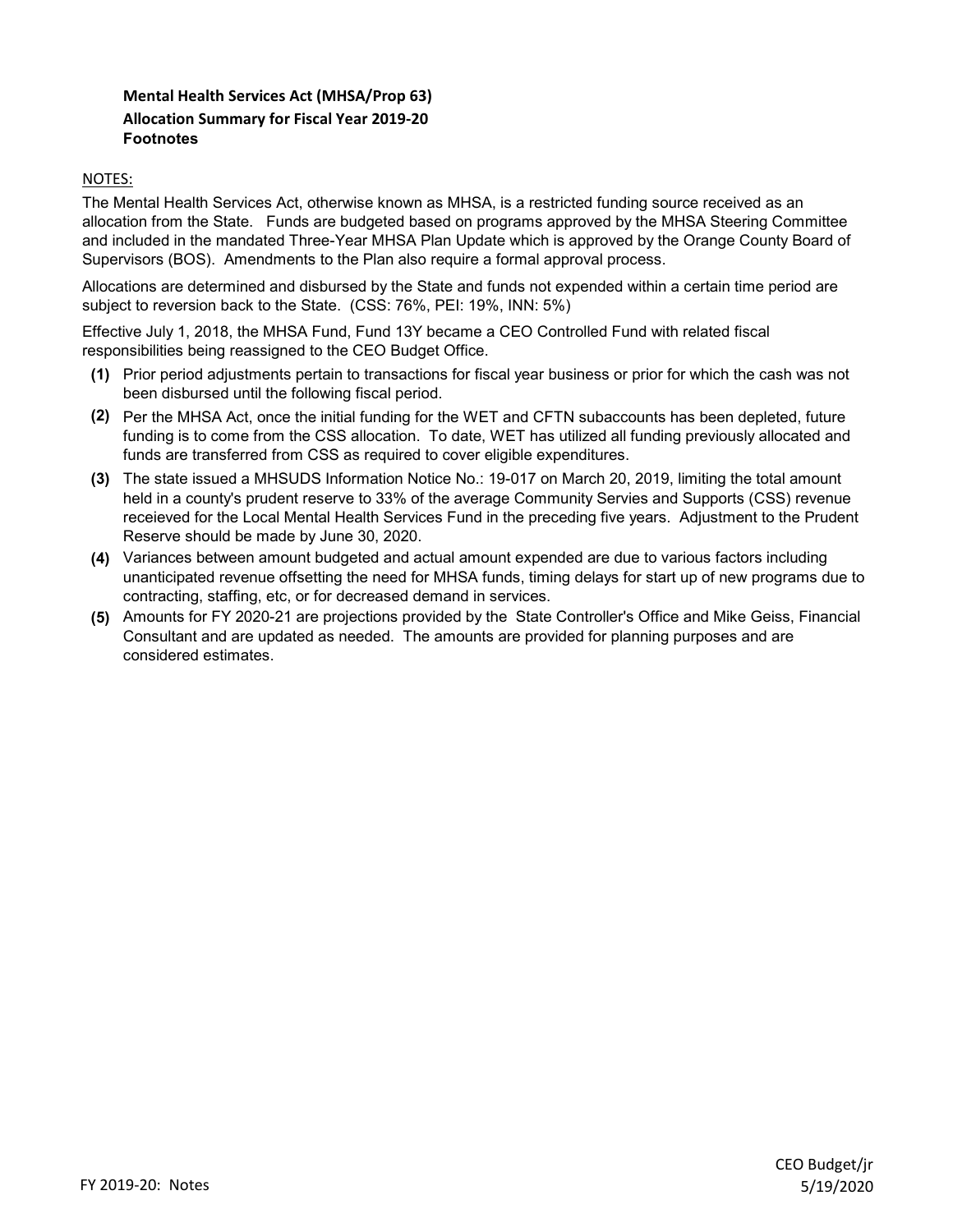**Mental Health Services Act (MHSA/Prop 63)**
**Allocation Summary for Fiscal Year 2019-20**
**Footnotes**

NOTES:

The Mental Health Services Act, otherwise known as MHSA, is a restricted funding source received as an allocation from the State. Funds are budgeted based on programs approved by the MHSA Steering Committee and included in the mandated Three-Year MHSA Plan Update which is approved by the Orange County Board of Supervisors (BOS). Amendments to the Plan also require a formal approval process.

Allocations are determined and disbursed by the State and funds not expended within a certain time period are subject to reversion back to the State. (CSS: 76%, PEI: 19%, INN: 5%)

Effective July 1, 2018, the MHSA Fund, Fund 13Y became a CEO Controlled Fund with related fiscal responsibilities being reassigned to the CEO Budget Office.

**(1)** Prior period adjustments pertain to transactions for fiscal year business or prior for which the cash was not been disbursed until the following fiscal period.

**(2)** Per the MHSA Act, once the initial funding for the WET and CFTN subaccounts has been depleted, future funding is to come from the CSS allocation. To date, WET has utilized all funding previously allocated and funds are transferred from CSS as required to cover eligible expenditures.

**(3)** The state issued a MHSUDS Information Notice No.: 19-017 on March 20, 2019, limiting the total amount held in a county's prudent reserve to 33% of the average Community Servies and Supports (CSS) revenue receieved for the Local Mental Health Services Fund in the preceding five years. Adjustment to the Prudent Reserve should be made by June 30, 2020.

**(4)** Variances between amount budgeted and actual amount expended are due to various factors including unanticipated revenue offsetting the need for MHSA funds, timing delays for start up of new programs due to contracting, staffing, etc, or for decreased demand in services.

**(5)** Amounts for FY 2020-21 are projections provided by the State Controller's Office and Mike Geiss, Financial Consultant and are updated as needed. The amounts are provided for planning purposes and are considered estimates.